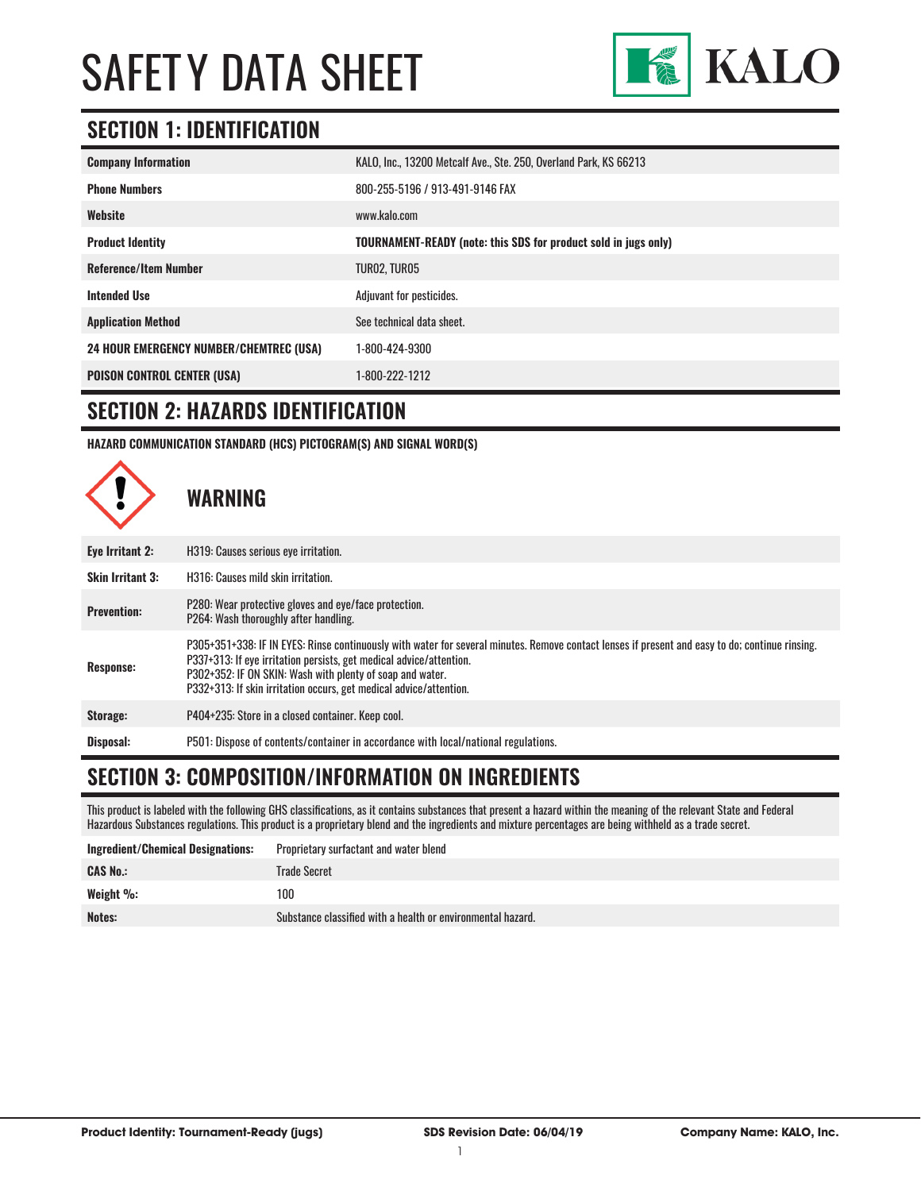# SAFETY DATA SHEET

KALO

## SECTION 1: IDENTIFICATION

| | |
|---|---|
| **Company Information** | KALO, Inc., 13200 Metcalf Ave., Ste. 250, Overland Park, KS 66213 |
| **Phone Numbers** | 800-255-5196 / 913-491-9146 FAX |
| **Website** | www.kalo.com |
| **Product Identity** | **TOURNAMENT-READY (note: this SDS for product sold in jugs only)** |
| **Reference/Item Number** | TUR02, TUR05 |
| **Intended Use** | Adjuvant for pesticides. |
| **Application Method** | See technical data sheet. |
| **24 HOUR EMERGENCY NUMBER/CHEMTREC (USA)** | 1-800-424-9300 |
| **POISON CONTROL CENTER (USA)** | 1-800-222-1212 |

## SECTION 2: HAZARDS IDENTIFICATION

**HAZARD COMMUNICATION STANDARD (HCS) PICTOGRAM(S) AND SIGNAL WORD(S)**

### WARNING

| | |
|---|---|
| **Eye Irritant 2:** | H319: Causes serious eye irritation. |
| **Skin Irritant 3:** | H316: Causes mild skin irritation. |
| **Prevention:** | P280: Wear protective gloves and eye/face protection.<br>P264: Wash thoroughly after handling. |
| **Response:** | P305+351+338: IF IN EYES: Rinse continuously with water for several minutes. Remove contact lenses if present and easy to do; continue rinsing.<br>P337+313: If eye irritation persists, get medical advice/attention.<br>P302+352: IF ON SKIN: Wash with plenty of soap and water.<br>P332+313: If skin irritation occurs, get medical advice/attention. |
| **Storage:** | P404+235: Store in a closed container. Keep cool. |
| **Disposal:** | P501: Dispose of contents/container in accordance with local/national regulations. |

## SECTION 3: COMPOSITION/INFORMATION ON INGREDIENTS

This product is labeled with the following GHS classifications, as it contains substances that present a hazard within the meaning of the relevant State and Federal Hazardous Substances regulations. This product is a proprietary blend and the ingredients and mixture percentages are being withheld as a trade secret.

| | |
|---|---|
| **Ingredient/Chemical Designations:** | Proprietary surfactant and water blend |
| **CAS No.:** | Trade Secret |
| **Weight %:** | 100 |
| **Notes:** | Substance classified with a health or environmental hazard. |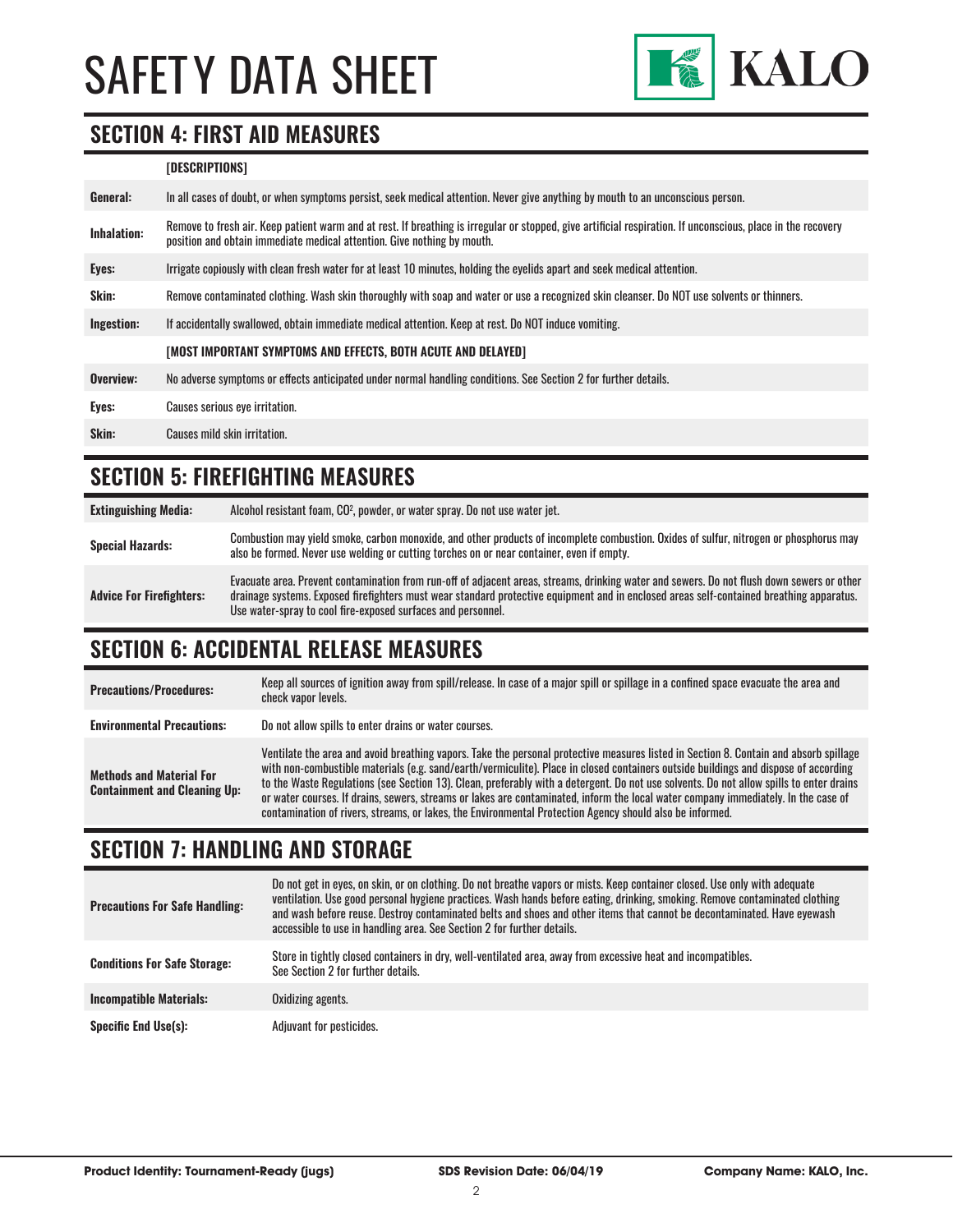# SAFETY DATA SHEET

## SECTION 4: FIRST AID MEASURES

| | [DESCRIPTIONS] |
|---|---|
| **General:** | In all cases of doubt, or when symptoms persist, seek medical attention. Never give anything by mouth to an unconscious person. |
| **Inhalation:** | Remove to fresh air. Keep patient warm and at rest. If breathing is irregular or stopped, give artificial respiration. If unconscious, place in the recovery position and obtain immediate medical attention. Give nothing by mouth. |
| **Eyes:** | Irrigate copiously with clean fresh water for at least 10 minutes, holding the eyelids apart and seek medical attention. |
| **Skin:** | Remove contaminated clothing. Wash skin thoroughly with soap and water or use a recognized skin cleanser. Do NOT use solvents or thinners. |
| **Ingestion:** | If accidentally swallowed, obtain immediate medical attention. Keep at rest. Do NOT induce vomiting. |
| | **[MOST IMPORTANT SYMPTOMS AND EFFECTS, BOTH ACUTE AND DELAYED]** |
| **Overview:** | No adverse symptoms or effects anticipated under normal handling conditions. See Section 2 for further details. |
| **Eyes:** | Causes serious eye irritation. |
| **Skin:** | Causes mild skin irritation. |

## SECTION 5: FIREFIGHTING MEASURES

| | |
|---|---|
| **Extinguishing Media:** | Alcohol resistant foam, $CO^2$, powder, or water spray. Do not use water jet. |
| **Special Hazards:** | Combustion may yield smoke, carbon monoxide, and other products of incomplete combustion. Oxides of sulfur, nitrogen or phosphorus may also be formed. Never use welding or cutting torches on or near container, even if empty. |
| **Advice For Firefighters:** | Evacuate area. Prevent contamination from run-off of adjacent areas, streams, drinking water and sewers. Do not flush down sewers or other drainage systems. Exposed firefighters must wear standard protective equipment and in enclosed areas self-contained breathing apparatus. Use water-spray to cool fire-exposed surfaces and personnel. |

## SECTION 6: ACCIDENTAL RELEASE MEASURES

| | |
|---|---|
| **Precautions/Procedures:** | Keep all sources of ignition away from spill/release. In case of a major spill or spillage in a confined space evacuate the area and check vapor levels. |
| **Environmental Precautions:** | Do not allow spills to enter drains or water courses. |
| **Methods and Material For Containment and Cleaning Up:** | Ventilate the area and avoid breathing vapors. Take the personal protective measures listed in Section 8. Contain and absorb spillage with non-combustible materials (e.g. sand/earth/vermiculite). Place in closed containers outside buildings and dispose of according to the Waste Regulations (see Section 13). Clean, preferably with a detergent. Do not use solvents. Do not allow spills to enter drains or water courses. If drains, sewers, streams or lakes are contaminated, inform the local water company immediately. In the case of contamination of rivers, streams, or lakes, the Environmental Protection Agency should also be informed. |

## SECTION 7: HANDLING AND STORAGE

| | |
|---|---|
| **Precautions For Safe Handling:** | Do not get in eyes, on skin, or on clothing. Do not breathe vapors or mists. Keep container closed. Use only with adequate ventilation. Use good personal hygiene practices. Wash hands before eating, drinking, smoking. Remove contaminated clothing and wash before reuse. Destroy contaminated belts and shoes and other items that cannot be decontaminated. Have eyewash accessible to use in handling area. See Section 2 for further details. |
| **Conditions For Safe Storage:** | Store in tightly closed containers in dry, well-ventilated area, away from excessive heat and incompatibles. See Section 2 for further details. |
| **Incompatible Materials:** | Oxidizing agents. |
| **Specific End Use(s):** | Adjuvant for pesticides. |

**Product Identity: Tournament-Ready (jugs)** **SDS Revision Date: 06/04/19** **Company Name: KALO, Inc.**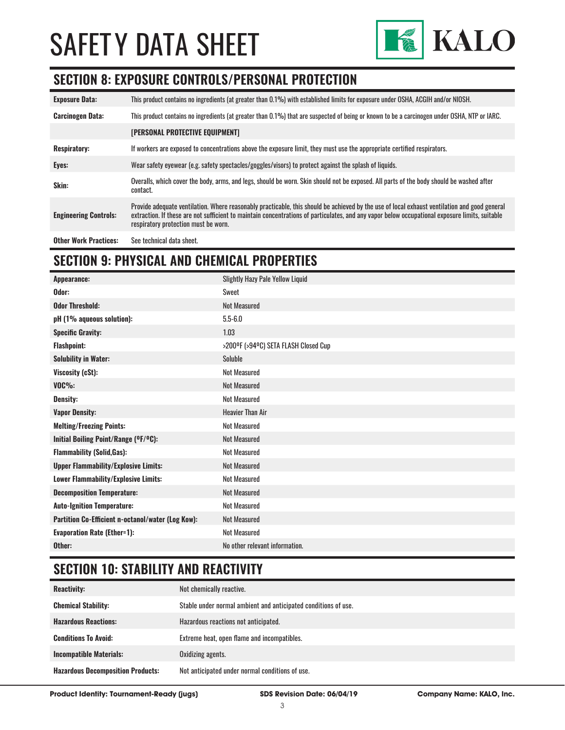# SAFETY DATA SHEET

## SECTION 8: EXPOSURE CONTROLS/PERSONAL PROTECTION

| | |
|---|---|
| **Exposure Data:** | This product contains no ingredients (at greater than 0.1%) with established limits for exposure under OSHA, ACGIH and/or NIOSH. |
| **Carcinogen Data:** | This product contains no ingredients (at greater than 0.1%) that are suspected of being or known to be a carcinogen under OSHA, NTP or IARC. |
| | **[PERSONAL PROTECTIVE EQUIPMENT]** |
| **Respiratory:** | If workers are exposed to concentrations above the exposure limit, they must use the appropriate certified respirators. |
| **Eyes:** | Wear safety eyewear (e.g. safety spectacles/goggles/visors) to protect against the splash of liquids. |
| **Skin:** | Overalls, which cover the body, arms, and legs, should be worn. Skin should not be exposed. All parts of the body should be washed after contact. |
| **Engineering Controls:** | Provide adequate ventilation. Where reasonably practicable, this should be achieved by the use of local exhaust ventilation and good general extraction. If these are not sufficient to maintain concentrations of particulates, and any vapor below occupational exposure limits, suitable respiratory protection must be worn. |
| **Other Work Practices:** | See technical data sheet. |

## SECTION 9: PHYSICAL AND CHEMICAL PROPERTIES

| | |
|---|---|
| **Appearance:** | Slightly Hazy Pale Yellow Liquid |
| **Odor:** | Sweet |
| **Odor Threshold:** | Not Measured |
| **pH (1% aqueous solution):** | 5.5-6.0 |
| **Specific Gravity:** | 1.03 |
| **Flashpoint:** | >200ºF (>94ºC) SETA FLASH Closed Cup |
| **Solubility in Water:** | Soluble |
| **Viscosity (cSt):** | Not Measured |
| **VOC%:** | Not Measured |
| **Density:** | Not Measured |
| **Vapor Density:** | Heavier Than Air |
| **Melting/Freezing Points:** | Not Measured |
| **Initial Boiling Point/Range (ºF/ºC):** | Not Measured |
| **Flammability (Solid,Gas):** | Not Measured |
| **Upper Flammability/Explosive Limits:** | Not Measured |
| **Lower Flammability/Explosive Limits:** | Not Measured |
| **Decomposition Temperature:** | Not Measured |
| **Auto-Ignition Temperature:** | Not Measured |
| **Partition Co-Efficient n-octanol/water (Log Kow):** | Not Measured |
| **Evaporation Rate (Ether=1):** | Not Measured |
| **Other:** | No other relevant information. |

## SECTION 10: STABILITY AND REACTIVITY

| | |
|---|---|
| **Reactivity:** | Not chemically reactive. |
| **Chemical Stability:** | Stable under normal ambient and anticipated conditions of use. |
| **Hazardous Reactions:** | Hazardous reactions not anticipated. |
| **Conditions To Avoid:** | Extreme heat, open flame and incompatibles. |
| **Incompatible Materials:** | Oxidizing agents. |
| **Hazardous Decomposition Products:** | Not anticipated under normal conditions of use. |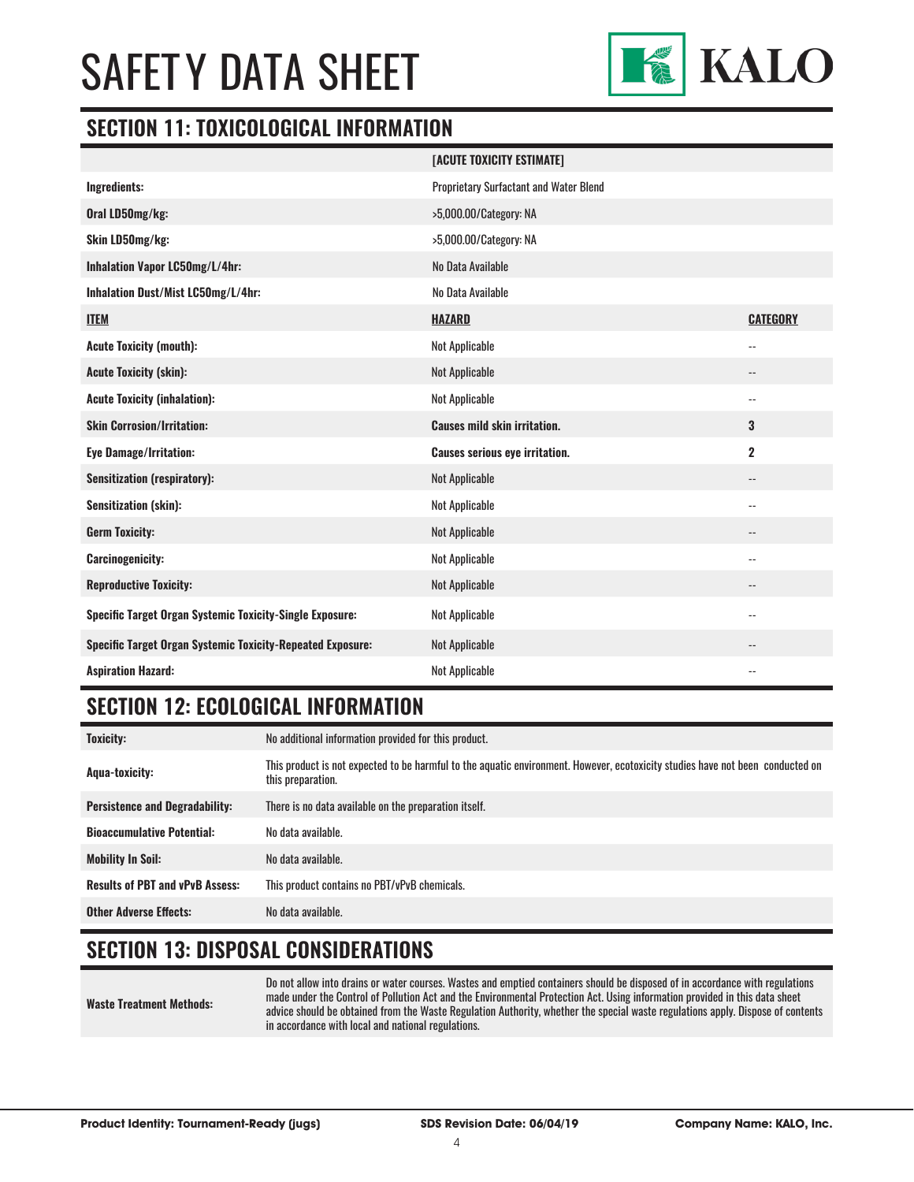# SAFETY DATA SHEET

## SECTION 11: TOXICOLOGICAL INFORMATION

| | [ACUTE TOXICITY ESTIMATE] | |
|---|---|---|
| **Ingredients:** | Proprietary Surfactant and Water Blend | |
| **Oral LD50mg/kg:** | >5,000.00/Category: NA | |
| **Skin LD50mg/kg:** | >5,000.00/Category: NA | |
| **Inhalation Vapor LC50mg/L/4hr:** | No Data Available | |
| **Inhalation Dust/Mist LC50mg/L/4hr:** | No Data Available | |
| **ITEM** | **HAZARD** | **CATEGORY** |
| **Acute Toxicity (mouth):** | Not Applicable | -- |
| **Acute Toxicity (skin):** | Not Applicable | -- |
| **Acute Toxicity (inhalation):** | Not Applicable | -- |
| **Skin Corrosion/Irritation:** | **Causes mild skin irritation.** | **3** |
| **Eye Damage/Irritation:** | **Causes serious eye irritation.** | **2** |
| **Sensitization (respiratory):** | Not Applicable | -- |
| **Sensitization (skin):** | Not Applicable | -- |
| **Germ Toxicity:** | Not Applicable | -- |
| **Carcinogenicity:** | Not Applicable | -- |
| **Reproductive Toxicity:** | Not Applicable | -- |
| **Specific Target Organ Systemic Toxicity-Single Exposure:** | Not Applicable | -- |
| **Specific Target Organ Systemic Toxicity-Repeated Exposure:** | Not Applicable | -- |
| **Aspiration Hazard:** | Not Applicable | -- |

## SECTION 12: ECOLOGICAL INFORMATION

| | |
|---|---|
| **Toxicity:** | No additional information provided for this product. |
| **Aqua-toxicity:** | This product is not expected to be harmful to the aquatic environment. However, ecotoxicity studies have not been conducted on this preparation. |
| **Persistence and Degradability:** | There is no data available on the preparation itself. |
| **Bioaccumulative Potential:** | No data available. |
| **Mobility In Soil:** | No data available. |
| **Results of PBT and vPvB Assess:** | This product contains no PBT/vPvB chemicals. |
| **Other Adverse Effects:** | No data available. |

## SECTION 13: DISPOSAL CONSIDERATIONS

| | |
|---|---|
| **Waste Treatment Methods:** | Do not allow into drains or water courses. Wastes and emptied containers should be disposed of in accordance with regulations made under the Control of Pollution Act and the Environmental Protection Act. Using information provided in this data sheet advice should be obtained from the Waste Regulation Authority, whether the special waste regulations apply. Dispose of contents in accordance with local and national regulations. |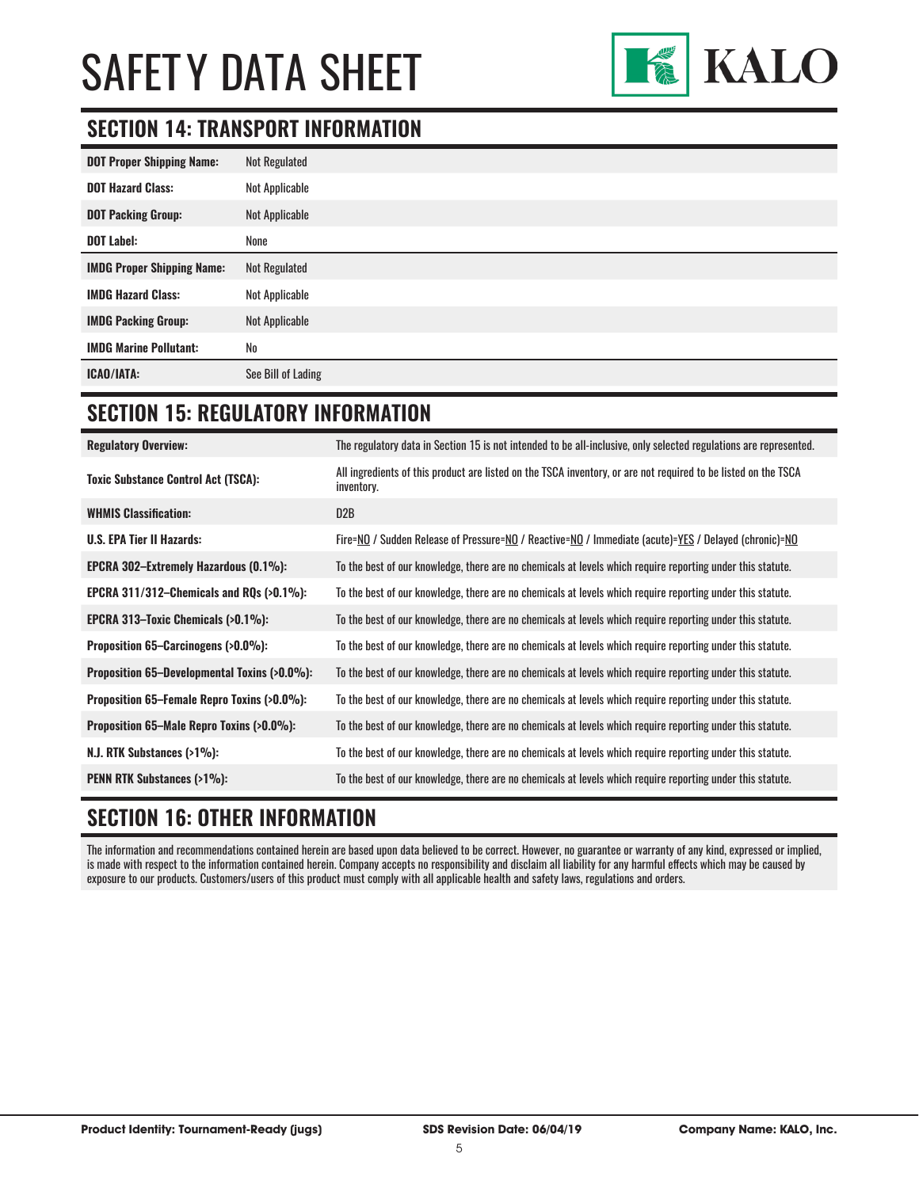# SAFETY DATA SHEET

## SECTION 14: TRANSPORT INFORMATION

| | |
|---|---|
| **DOT Proper Shipping Name:** | Not Regulated |
| **DOT Hazard Class:** | Not Applicable |
| **DOT Packing Group:** | Not Applicable |
| **DOT Label:** | None |
| **IMDG Proper Shipping Name:** | Not Regulated |
| **IMDG Hazard Class:** | Not Applicable |
| **IMDG Packing Group:** | Not Applicable |
| **IMDG Marine Pollutant:** | No |
| **ICAO/IATA:** | See Bill of Lading |

## SECTION 15: REGULATORY INFORMATION

| | |
|---|---|
| **Regulatory Overview:** | The regulatory data in Section 15 is not intended to be all-inclusive, only selected regulations are represented. |
| **Toxic Substance Control Act (TSCA):** | All ingredients of this product are listed on the TSCA inventory, or are not required to be listed on the TSCA inventory. |
| **WHMIS Classification:** | D2B |
| **U.S. EPA Tier II Hazards:** | Fire=NO / Sudden Release of Pressure=NO / Reactive=NO / Immediate (acute)=YES / Delayed (chronic)=NO |
| **EPCRA 302–Extremely Hazardous (0.1%):** | To the best of our knowledge, there are no chemicals at levels which require reporting under this statute. |
| **EPCRA 311/312–Chemicals and RQs (>0.1%):** | To the best of our knowledge, there are no chemicals at levels which require reporting under this statute. |
| **EPCRA 313–Toxic Chemicals (>0.1%):** | To the best of our knowledge, there are no chemicals at levels which require reporting under this statute. |
| **Proposition 65–Carcinogens (>0.0%):** | To the best of our knowledge, there are no chemicals at levels which require reporting under this statute. |
| **Proposition 65–Developmental Toxins (>0.0%):** | To the best of our knowledge, there are no chemicals at levels which require reporting under this statute. |
| **Proposition 65–Female Repro Toxins (>0.0%):** | To the best of our knowledge, there are no chemicals at levels which require reporting under this statute. |
| **Proposition 65–Male Repro Toxins (>0.0%):** | To the best of our knowledge, there are no chemicals at levels which require reporting under this statute. |
| **N.J. RTK Substances (>1%):** | To the best of our knowledge, there are no chemicals at levels which require reporting under this statute. |
| **PENN RTK Substances (>1%):** | To the best of our knowledge, there are no chemicals at levels which require reporting under this statute. |

## SECTION 16: OTHER INFORMATION

The information and recommendations contained herein are based upon data believed to be correct. However, no guarantee or warranty of any kind, expressed or implied, is made with respect to the information contained herein. Company accepts no responsibility and disclaim all liability for any harmful effects which may be caused by exposure to our products. Customers/users of this product must comply with all applicable health and safety laws, regulations and orders.

**Product Identity: Tournament-Ready (jugs)** **SDS Revision Date: 06/04/19** **Company Name: KALO, Inc.**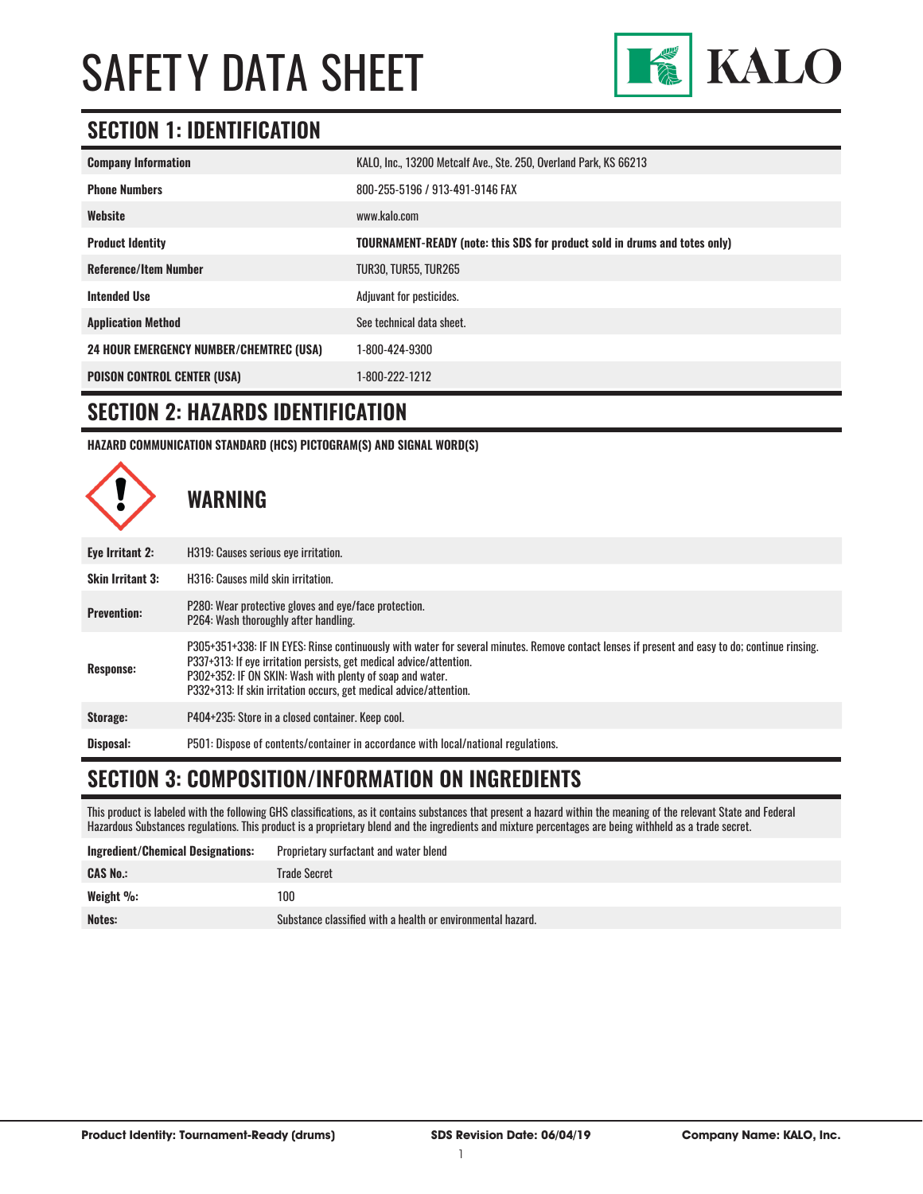# SAFETY DATA SHEET

KALO

## SECTION 1: IDENTIFICATION

| | |
|---|---|
| **Company Information** | KALO, Inc., 13200 Metcalf Ave., Ste. 250, Overland Park, KS 66213 |
| **Phone Numbers** | 800-255-5196 / 913-491-9146 FAX |
| **Website** | www.kalo.com |
| **Product Identity** | **TOURNAMENT-READY (note: this SDS for product sold in drums and totes only)** |
| **Reference/Item Number** | TUR30, TUR55, TUR265 |
| **Intended Use** | Adjuvant for pesticides. |
| **Application Method** | See technical data sheet. |
| **24 HOUR EMERGENCY NUMBER/CHEMTREC (USA)** | 1-800-424-9300 |
| **POISON CONTROL CENTER (USA)** | 1-800-222-1212 |

## SECTION 2: HAZARDS IDENTIFICATION

**HAZARD COMMUNICATION STANDARD (HCS) PICTOGRAM(S) AND SIGNAL WORD(S)**

**WARNING**

| | |
|---|---|
| **Eye Irritant 2:** | H319: Causes serious eye irritation. |
| **Skin Irritant 3:** | H316: Causes mild skin irritation. |
| **Prevention:** | P280: Wear protective gloves and eye/face protection.<br>P264: Wash thoroughly after handling. |
| **Response:** | P305+351+338: IF IN EYES: Rinse continuously with water for several minutes. Remove contact lenses if present and easy to do; continue rinsing.<br>P337+313: If eye irritation persists, get medical advice/attention.<br>P302+352: IF ON SKIN: Wash with plenty of soap and water.<br>P332+313: If skin irritation occurs, get medical advice/attention. |
| **Storage:** | P404+235: Store in a closed container. Keep cool. |
| **Disposal:** | P501: Dispose of contents/container in accordance with local/national regulations. |

## SECTION 3: COMPOSITION/INFORMATION ON INGREDIENTS

This product is labeled with the following GHS classifications, as it contains substances that present a hazard within the meaning of the relevant State and Federal Hazardous Substances regulations. This product is a proprietary blend and the ingredients and mixture percentages are being withheld as a trade secret.

| | |
|---|---|
| **Ingredient/Chemical Designations:** | Proprietary surfactant and water blend |
| **CAS No.:** | Trade Secret |
| **Weight %:** | 100 |
| **Notes:** | Substance classified with a health or environmental hazard. |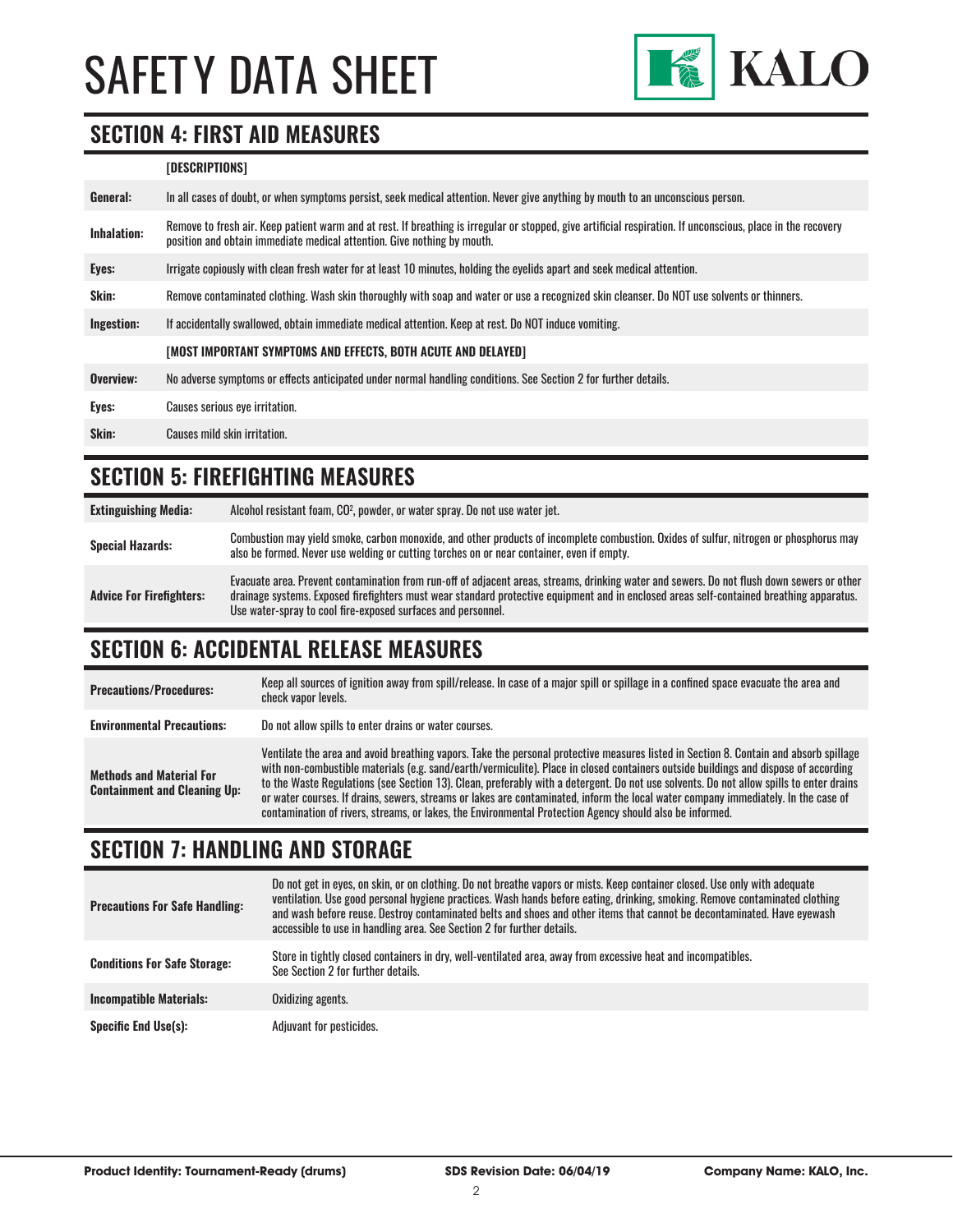# SAFETY DATA SHEET

## SECTION 4: FIRST AID MEASURES

| | [DESCRIPTIONS] |
|---|---|
| **General:** | In all cases of doubt, or when symptoms persist, seek medical attention. Never give anything by mouth to an unconscious person. |
| **Inhalation:** | Remove to fresh air. Keep patient warm and at rest. If breathing is irregular or stopped, give artificial respiration. If unconscious, place in the recovery position and obtain immediate medical attention. Give nothing by mouth. |
| **Eyes:** | Irrigate copiously with clean fresh water for at least 10 minutes, holding the eyelids apart and seek medical attention. |
| **Skin:** | Remove contaminated clothing. Wash skin thoroughly with soap and water or use a recognized skin cleanser. Do NOT use solvents or thinners. |
| **Ingestion:** | If accidentally swallowed, obtain immediate medical attention. Keep at rest. Do NOT induce vomiting. |
| | **[MOST IMPORTANT SYMPTOMS AND EFFECTS, BOTH ACUTE AND DELAYED]** |
| **Overview:** | No adverse symptoms or effects anticipated under normal handling conditions. See Section 2 for further details. |
| **Eyes:** | Causes serious eye irritation. |
| **Skin:** | Causes mild skin irritation. |

## SECTION 5: FIREFIGHTING MEASURES

| | |
|---|---|
| **Extinguishing Media:** | Alcohol resistant foam, $CO^2$, powder, or water spray. Do not use water jet. |
| **Special Hazards:** | Combustion may yield smoke, carbon monoxide, and other products of incomplete combustion. Oxides of sulfur, nitrogen or phosphorus may also be formed. Never use welding or cutting torches on or near container, even if empty. |
| **Advice For Firefighters:** | Evacuate area. Prevent contamination from run-off of adjacent areas, streams, drinking water and sewers. Do not flush down sewers or other drainage systems. Exposed firefighters must wear standard protective equipment and in enclosed areas self-contained breathing apparatus. Use water-spray to cool fire-exposed surfaces and personnel. |

## SECTION 6: ACCIDENTAL RELEASE MEASURES

| | |
|---|---|
| **Precautions/Procedures:** | Keep all sources of ignition away from spill/release. In case of a major spill or spillage in a confined space evacuate the area and check vapor levels. |
| **Environmental Precautions:** | Do not allow spills to enter drains or water courses. |
| **Methods and Material For Containment and Cleaning Up:** | Ventilate the area and avoid breathing vapors. Take the personal protective measures listed in Section 8. Contain and absorb spillage with non-combustible materials (e.g. sand/earth/vermiculite). Place in closed containers outside buildings and dispose of according to the Waste Regulations (see Section 13). Clean, preferably with a detergent. Do not use solvents. Do not allow spills to enter drains or water courses. If drains, sewers, streams or lakes are contaminated, inform the local water company immediately. In the case of contamination of rivers, streams, or lakes, the Environmental Protection Agency should also be informed. |

## SECTION 7: HANDLING AND STORAGE

| | |
|---|---|
| **Precautions For Safe Handling:** | Do not get in eyes, on skin, or on clothing. Do not breathe vapors or mists. Keep container closed. Use only with adequate ventilation. Use good personal hygiene practices. Wash hands before eating, drinking, smoking. Remove contaminated clothing and wash before reuse. Destroy contaminated belts and shoes and other items that cannot be decontaminated. Have eyewash accessible to use in handling area. See Section 2 for further details. |
| **Conditions For Safe Storage:** | Store in tightly closed containers in dry, well-ventilated area, away from excessive heat and incompatibles. See Section 2 for further details. |
| **Incompatible Materials:** | Oxidizing agents. |
| **Specific End Use(s):** | Adjuvant for pesticides. |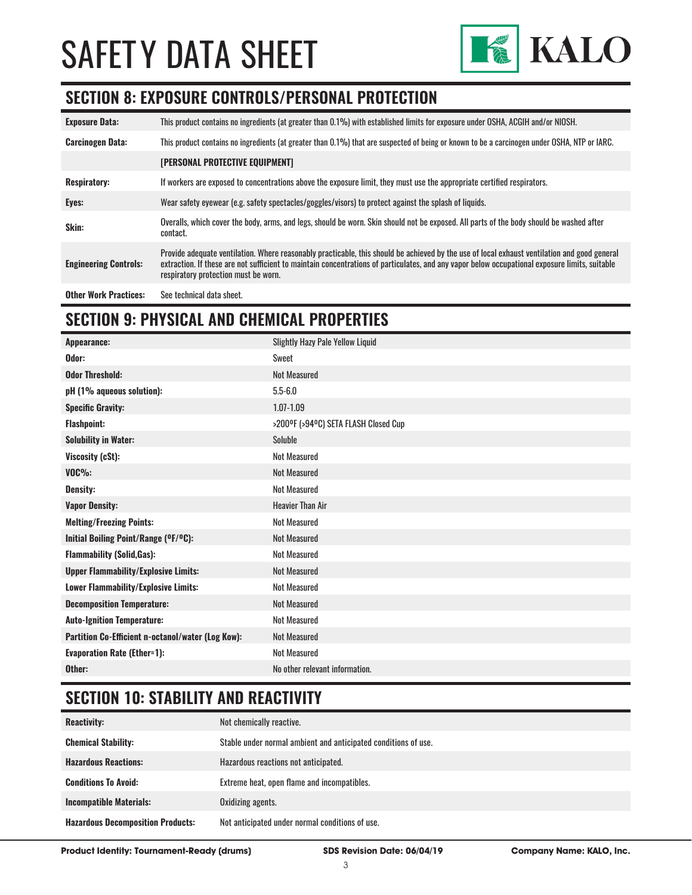# SAFETY DATA SHEET

## SECTION 8: EXPOSURE CONTROLS/PERSONAL PROTECTION

| | |
|---|---|
| **Exposure Data:** | This product contains no ingredients (at greater than 0.1%) with established limits for exposure under OSHA, ACGIH and/or NIOSH. |
| **Carcinogen Data:** | This product contains no ingredients (at greater than 0.1%) that are suspected of being or known to be a carcinogen under OSHA, NTP or IARC. |
| | **[PERSONAL PROTECTIVE EQUIPMENT]** |
| **Respiratory:** | If workers are exposed to concentrations above the exposure limit, they must use the appropriate certified respirators. |
| **Eyes:** | Wear safety eyewear (e.g. safety spectacles/goggles/visors) to protect against the splash of liquids. |
| **Skin:** | Overalls, which cover the body, arms, and legs, should be worn. Skin should not be exposed. All parts of the body should be washed after contact. |
| **Engineering Controls:** | Provide adequate ventilation. Where reasonably practicable, this should be achieved by the use of local exhaust ventilation and good general extraction. If these are not sufficient to maintain concentrations of particulates, and any vapor below occupational exposure limits, suitable respiratory protection must be worn. |
| **Other Work Practices:** | See technical data sheet. |

## SECTION 9: PHYSICAL AND CHEMICAL PROPERTIES

| | |
|---|---|
| **Appearance:** | Slightly Hazy Pale Yellow Liquid |
| **Odor:** | Sweet |
| **Odor Threshold:** | Not Measured |
| **pH (1% aqueous solution):** | 5.5-6.0 |
| **Specific Gravity:** | 1.07-1.09 |
| **Flashpoint:** | >200ºF (>94ºC) SETA FLASH Closed Cup |
| **Solubility in Water:** | Soluble |
| **Viscosity (cSt):** | Not Measured |
| **VOC%:** | Not Measured |
| **Density:** | Not Measured |
| **Vapor Density:** | Heavier Than Air |
| **Melting/Freezing Points:** | Not Measured |
| **Initial Boiling Point/Range (ºF/ºC):** | Not Measured |
| **Flammability (Solid,Gas):** | Not Measured |
| **Upper Flammability/Explosive Limits:** | Not Measured |
| **Lower Flammability/Explosive Limits:** | Not Measured |
| **Decomposition Temperature:** | Not Measured |
| **Auto-Ignition Temperature:** | Not Measured |
| **Partition Co-Efficient n-octanol/water (Log Kow):** | Not Measured |
| **Evaporation Rate (Ether=1):** | Not Measured |
| **Other:** | No other relevant information. |

## SECTION 10: STABILITY AND REACTIVITY

| | |
|---|---|
| **Reactivity:** | Not chemically reactive. |
| **Chemical Stability:** | Stable under normal ambient and anticipated conditions of use. |
| **Hazardous Reactions:** | Hazardous reactions not anticipated. |
| **Conditions To Avoid:** | Extreme heat, open flame and incompatibles. |
| **Incompatible Materials:** | Oxidizing agents. |
| **Hazardous Decomposition Products:** | Not anticipated under normal conditions of use. |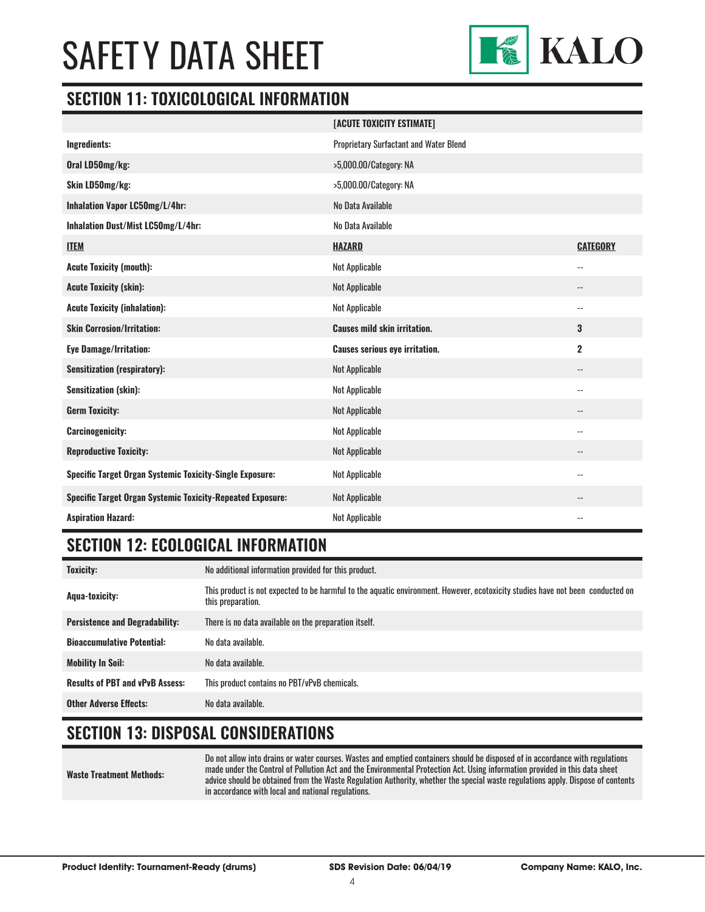## SECTION 11: TOXICOLOGICAL INFORMATION

| | [ACUTE TOXICITY ESTIMATE] | |
|---|---|---|
| **Ingredients:** | Proprietary Surfactant and Water Blend | |
| **Oral LD50mg/kg:** | >5,000.00/Category: NA | |
| **Skin LD50mg/kg:** | >5,000.00/Category: NA | |
| **Inhalation Vapor LC50mg/L/4hr:** | No Data Available | |
| **Inhalation Dust/Mist LC50mg/L/4hr:** | No Data Available | |
| **ITEM** | **HAZARD** | **CATEGORY** |
| **Acute Toxicity (mouth):** | Not Applicable | -- |
| **Acute Toxicity (skin):** | Not Applicable | -- |
| **Acute Toxicity (inhalation):** | Not Applicable | -- |
| **Skin Corrosion/Irritation:** | **Causes mild skin irritation.** | **3** |
| **Eye Damage/Irritation:** | **Causes serious eye irritation.** | **2** |
| **Sensitization (respiratory):** | Not Applicable | -- |
| **Sensitization (skin):** | Not Applicable | -- |
| **Germ Toxicity:** | Not Applicable | -- |
| **Carcinogenicity:** | Not Applicable | -- |
| **Reproductive Toxicity:** | Not Applicable | -- |
| **Specific Target Organ Systemic Toxicity-Single Exposure:** | Not Applicable | -- |
| **Specific Target Organ Systemic Toxicity-Repeated Exposure:** | Not Applicable | -- |
| **Aspiration Hazard:** | Not Applicable | -- |

## SECTION 12: ECOLOGICAL INFORMATION

| | |
|---|---|
| **Toxicity:** | No additional information provided for this product. |
| **Aqua-toxicity:** | This product is not expected to be harmful to the aquatic environment. However, ecotoxicity studies have not been conducted on this preparation. |
| **Persistence and Degradability:** | There is no data available on the preparation itself. |
| **Bioaccumulative Potential:** | No data available. |
| **Mobility In Soil:** | No data available. |
| **Results of PBT and vPvB Assess:** | This product contains no PBT/vPvB chemicals. |
| **Other Adverse Effects:** | No data available. |

## SECTION 13: DISPOSAL CONSIDERATIONS

| | |
|---|---|
| **Waste Treatment Methods:** | Do not allow into drains or water courses. Wastes and emptied containers should be disposed of in accordance with regulations made under the Control of Pollution Act and the Environmental Protection Act. Using information provided in this data sheet advice should be obtained from the Waste Regulation Authority, whether the special waste regulations apply. Dispose of contents in accordance with local and national regulations. |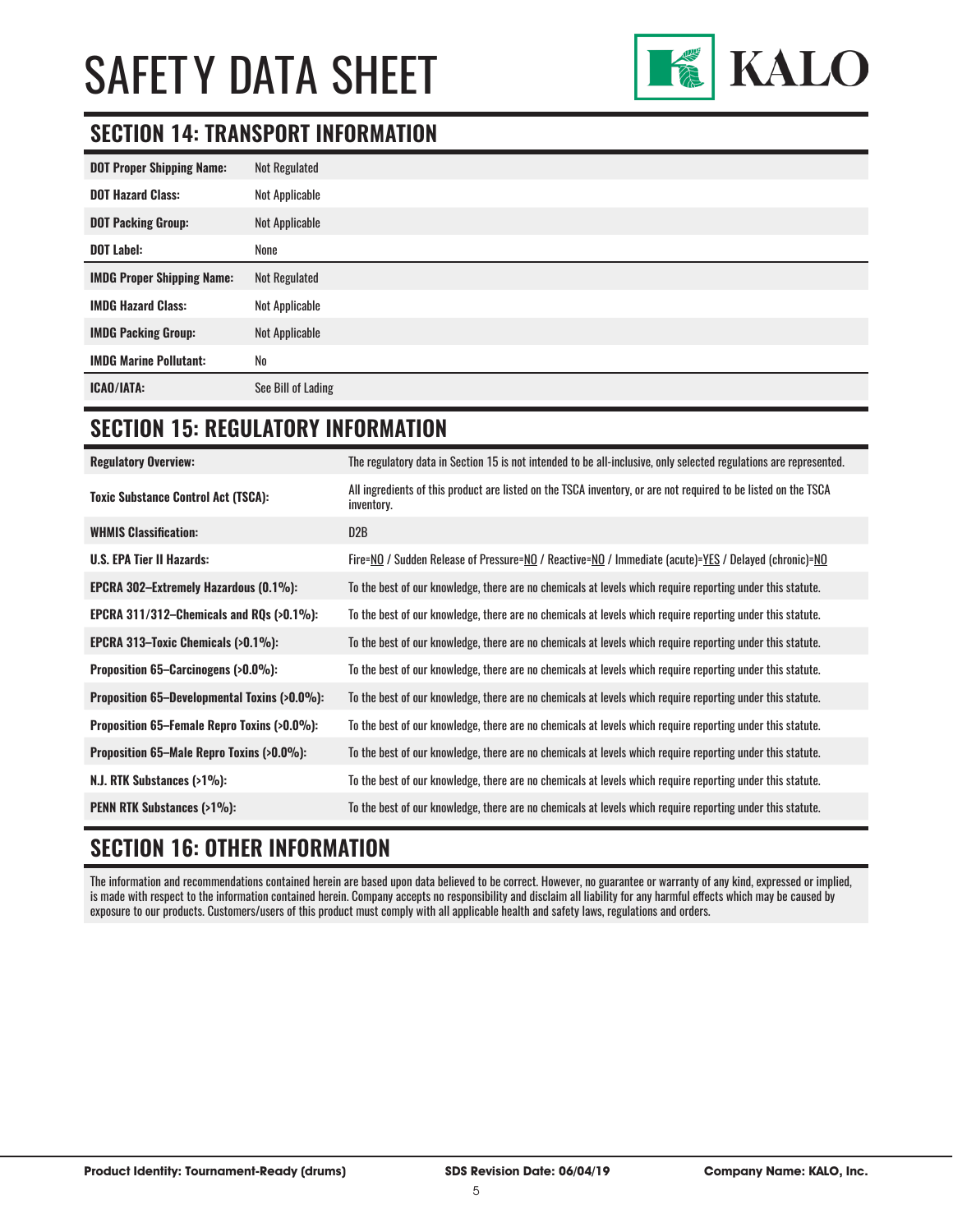# SAFETY DATA SHEET

## SECTION 14: TRANSPORT INFORMATION

| | |
|---|---|
| **DOT Proper Shipping Name:** | Not Regulated |
| **DOT Hazard Class:** | Not Applicable |
| **DOT Packing Group:** | Not Applicable |
| **DOT Label:** | None |
| **IMDG Proper Shipping Name:** | Not Regulated |
| **IMDG Hazard Class:** | Not Applicable |
| **IMDG Packing Group:** | Not Applicable |
| **IMDG Marine Pollutant:** | No |
| **ICAO/IATA:** | See Bill of Lading |

## SECTION 15: REGULATORY INFORMATION

| | |
|---|---|
| **Regulatory Overview:** | The regulatory data in Section 15 is not intended to be all-inclusive, only selected regulations are represented. |
| **Toxic Substance Control Act (TSCA):** | All ingredients of this product are listed on the TSCA inventory, or are not required to be listed on the TSCA inventory. |
| **WHMIS Classification:** | D2B |
| **U.S. EPA Tier II Hazards:** | Fire=NO / Sudden Release of Pressure=NO / Reactive=NO / Immediate (acute)=YES / Delayed (chronic)=NO |
| **EPCRA 302–Extremely Hazardous (0.1%):** | To the best of our knowledge, there are no chemicals at levels which require reporting under this statute. |
| **EPCRA 311/312–Chemicals and RQs (>0.1%):** | To the best of our knowledge, there are no chemicals at levels which require reporting under this statute. |
| **EPCRA 313–Toxic Chemicals (>0.1%):** | To the best of our knowledge, there are no chemicals at levels which require reporting under this statute. |
| **Proposition 65–Carcinogens (>0.0%):** | To the best of our knowledge, there are no chemicals at levels which require reporting under this statute. |
| **Proposition 65–Developmental Toxins (>0.0%):** | To the best of our knowledge, there are no chemicals at levels which require reporting under this statute. |
| **Proposition 65–Female Repro Toxins (>0.0%):** | To the best of our knowledge, there are no chemicals at levels which require reporting under this statute. |
| **Proposition 65–Male Repro Toxins (>0.0%):** | To the best of our knowledge, there are no chemicals at levels which require reporting under this statute. |
| **N.J. RTK Substances (>1%):** | To the best of our knowledge, there are no chemicals at levels which require reporting under this statute. |
| **PENN RTK Substances (>1%):** | To the best of our knowledge, there are no chemicals at levels which require reporting under this statute. |

## SECTION 16: OTHER INFORMATION

The information and recommendations contained herein are based upon data believed to be correct. However, no guarantee or warranty of any kind, expressed or implied, is made with respect to the information contained herein. Company accepts no responsibility and disclaim all liability for any harmful effects which may be caused by exposure to our products. Customers/users of this product must comply with all applicable health and safety laws, regulations and orders.